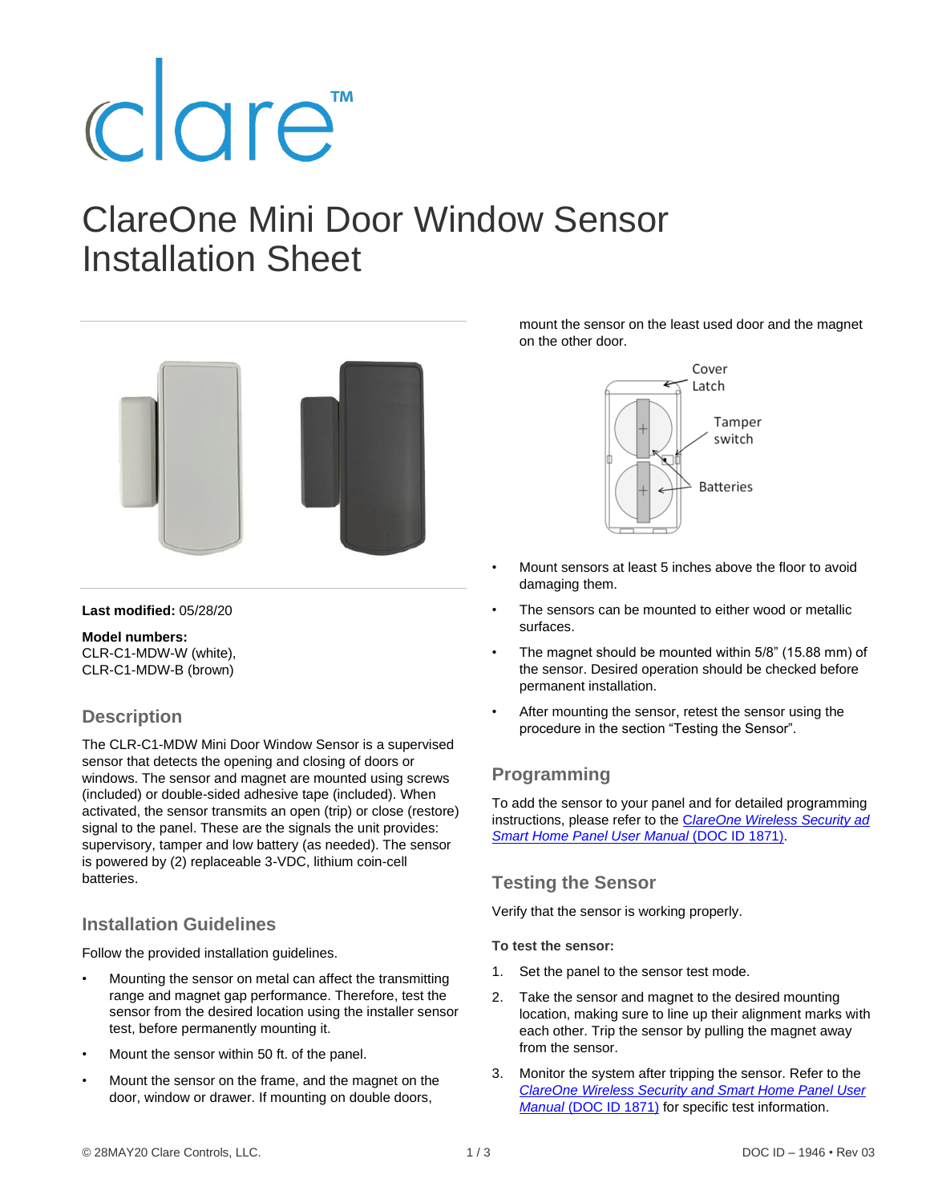clare™

# ClareOne Mini Door Window Sensor Installation Sheet

**Last modified:** 05/28/20

**Model numbers:**
CLR-C1-MDW-W (white),
CLR-C1-MDW-B (brown)

## Description

The CLR-C1-MDW Mini Door Window Sensor is a supervised sensor that detects the opening and closing of doors or windows. The sensor and magnet are mounted using screws (included) or double-sided adhesive tape (included). When activated, the sensor transmits an open (trip) or close (restore) signal to the panel. These are the signals the unit provides: supervisory, tamper and low battery (as needed). The sensor is powered by (2) replaceable 3-VDC, lithium coin-cell batteries.

## Installation Guidelines

Follow the provided installation guidelines.

- Mounting the sensor on metal can affect the transmitting range and magnet gap performance. Therefore, test the sensor from the desired location using the installer sensor test, before permanently mounting it.
- Mount the sensor within 50 ft. of the panel.
- Mount the sensor on the frame, and the magnet on the door, window or drawer. If mounting on double doors, mount the sensor on the least used door and the magnet on the other door.

Cover Latch
Tamper switch
Batteries

- Mount sensors at least 5 inches above the floor to avoid damaging them.
- The sensors can be mounted to either wood or metallic surfaces.
- The magnet should be mounted within 5/8" (15.88 mm) of the sensor. Desired operation should be checked before permanent installation.
- After mounting the sensor, retest the sensor using the procedure in the section "Testing the Sensor".

## Programming

To add the sensor to your panel and for detailed programming instructions, please refer to the *ClareOne Wireless Security ad Smart Home Panel User Manual* (DOC ID 1871).

## Testing the Sensor

Verify that the sensor is working properly.

**To test the sensor:**

1. Set the panel to the sensor test mode.
2. Take the sensor and magnet to the desired mounting location, making sure to line up their alignment marks with each other. Trip the sensor by pulling the magnet away from the sensor.
3. Monitor the system after tripping the sensor. Refer to the *ClareOne Wireless Security and Smart Home Panel User Manual* (DOC ID 1871) for specific test information.

© 28MAY20 Clare Controls, LLC. DOC ID – 1946 • Rev 03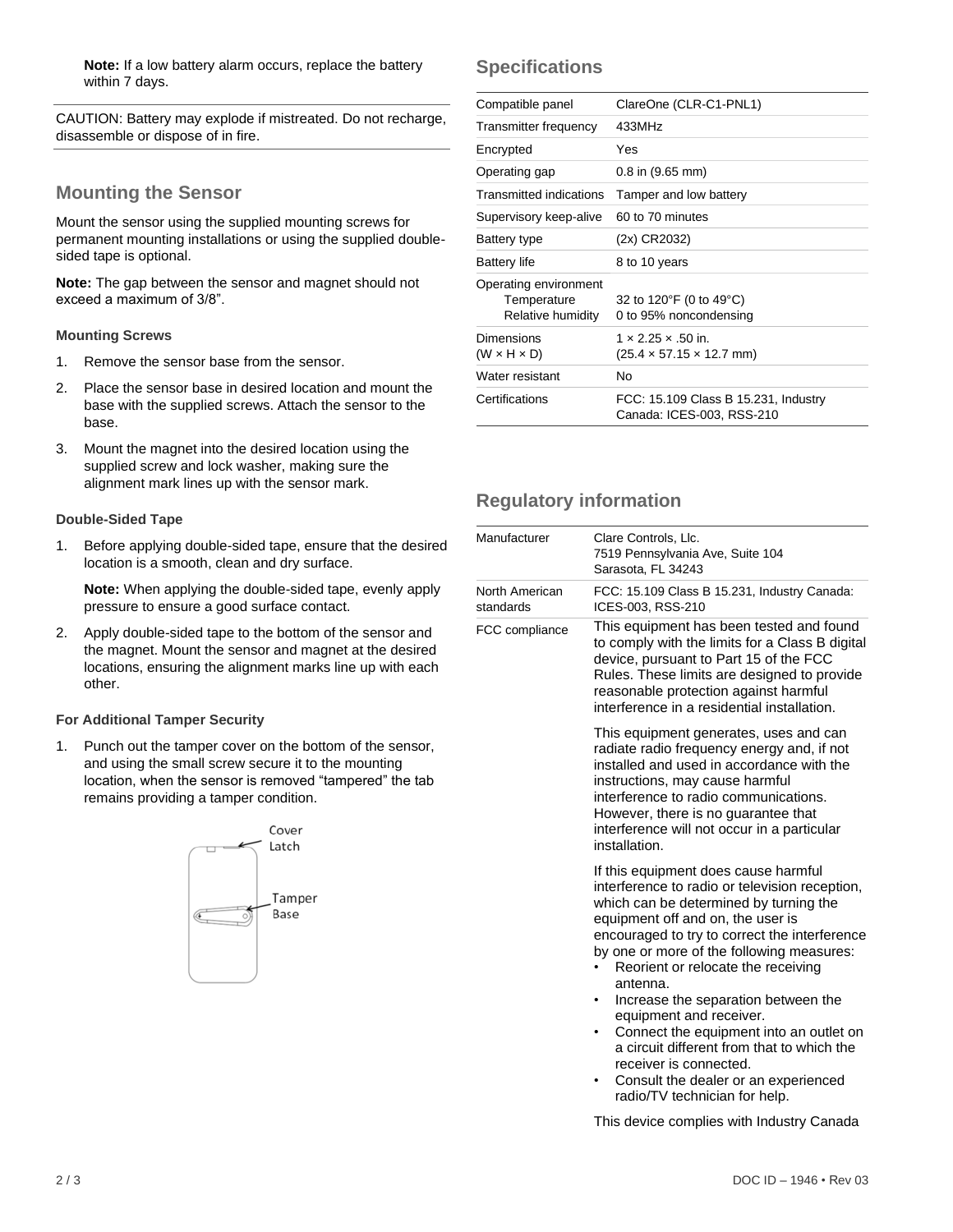**Note:** If a low battery alarm occurs, replace the battery within 7 days.

CAUTION: Battery may explode if mistreated. Do not recharge, disassemble or dispose of in fire.

## Mounting the Sensor

Mount the sensor using the supplied mounting screws for permanent mounting installations or using the supplied double-sided tape is optional.

**Note:** The gap between the sensor and magnet should not exceed a maximum of 3/8".

### Mounting Screws

1. Remove the sensor base from the sensor.
2. Place the sensor base in desired location and mount the base with the supplied screws. Attach the sensor to the base.
3. Mount the magnet into the desired location using the supplied screw and lock washer, making sure the alignment mark lines up with the sensor mark.

### Double-Sided Tape

1. Before applying double-sided tape, ensure that the desired location is a smooth, clean and dry surface.

   **Note:** When applying the double-sided tape, evenly apply pressure to ensure a good surface contact.

2. Apply double-sided tape to the bottom of the sensor and the magnet. Mount the sensor and magnet at the desired locations, ensuring the alignment marks line up with each other.

### For Additional Tamper Security

1. Punch out the tamper cover on the bottom of the sensor, and using the small screw secure it to the mounting location, when the sensor is removed "tampered" the tab remains providing a tamper condition.

Cover Latch

Tamper Base

## Specifications

| | |
|---|---|
| Compatible panel | ClareOne (CLR-C1-PNL1) |
| Transmitter frequency | 433MHz |
| Encrypted | Yes |
| Operating gap | 0.8 in (9.65 mm) |
| Transmitted indications | Tamper and low battery |
| Supervisory keep-alive | 60 to 70 minutes |
| Battery type | (2x) CR2032) |
| Battery life | 8 to 10 years |
| Operating environment<br>Temperature<br>Relative humidity | <br>32 to 120°F (0 to 49°C)<br>0 to 95% noncondensing |
| Dimensions<br>(W × H × D) | 1 × 2.25 × .50 in.<br>(25.4 × 57.15 × 12.7 mm) |
| Water resistant | No |
| Certifications | FCC: 15.109 Class B 15.231, Industry Canada: ICES-003, RSS-210 |

## Regulatory information

| | |
|---|---|
| Manufacturer | Clare Controls, Llc.<br>7519 Pennsylvania Ave, Suite 104<br>Sarasota, FL 34243 |
| North American standards | FCC: 15.109 Class B 15.231, Industry Canada: ICES-003, RSS-210 |
| FCC compliance | This equipment has been tested and found to comply with the limits for a Class B digital device, pursuant to Part 15 of the FCC Rules. These limits are designed to provide reasonable protection against harmful interference in a residential installation. |

This equipment generates, uses and can radiate radio frequency energy and, if not installed and used in accordance with the instructions, may cause harmful interference to radio communications. However, there is no guarantee that interference will not occur in a particular installation.

If this equipment does cause harmful interference to radio or television reception, which can be determined by turning the equipment off and on, the user is encouraged to try to correct the interference by one or more of the following measures:

- Reorient or relocate the receiving antenna.
- Increase the separation between the equipment and receiver.
- Connect the equipment into an outlet on a circuit different from that to which the receiver is connected.
- Consult the dealer or an experienced radio/TV technician for help.

This device complies with Industry Canada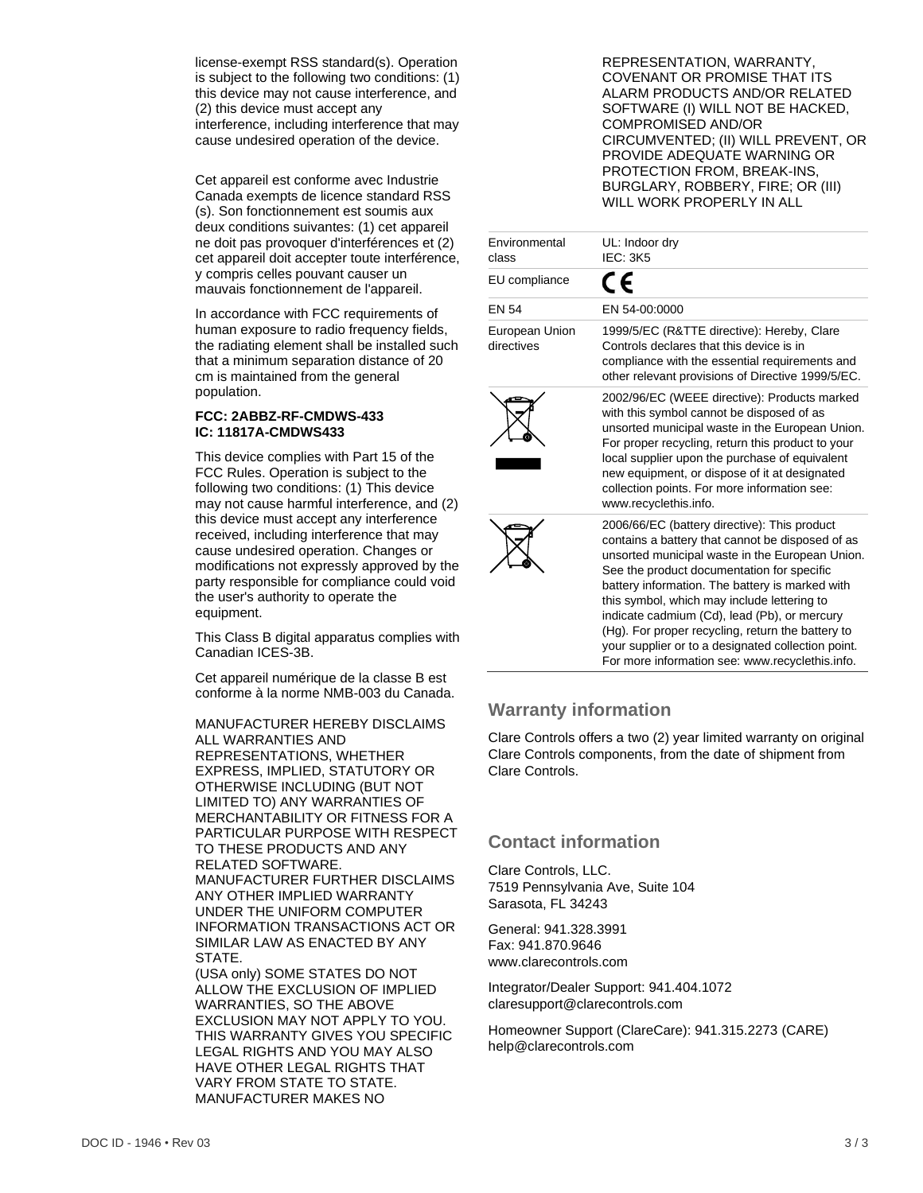license-exempt RSS standard(s). Operation is subject to the following two conditions: (1) this device may not cause interference, and (2) this device must accept any interference, including interference that may cause undesired operation of the device.

Cet appareil est conforme avec Industrie Canada exempts de licence standard RSS (s). Son fonctionnement est soumis aux deux conditions suivantes: (1) cet appareil ne doit pas provoquer d'interférences et (2) cet appareil doit accepter toute interférence, y compris celles pouvant causer un mauvais fonctionnement de l'appareil.

In accordance with FCC requirements of human exposure to radio frequency fields, the radiating element shall be installed such that a minimum separation distance of 20 cm is maintained from the general population.

**FCC: 2ABBZ-RF-CMDWS-433**
**IC: 11817A-CMDWS433**

This device complies with Part 15 of the FCC Rules. Operation is subject to the following two conditions: (1) This device may not cause harmful interference, and (2) this device must accept any interference received, including interference that may cause undesired operation. Changes or modifications not expressly approved by the party responsible for compliance could void the user's authority to operate the equipment.

This Class B digital apparatus complies with Canadian ICES-3B.

Cet appareil numérique de la classe B est conforme à la norme NMB-003 du Canada.

MANUFACTURER HEREBY DISCLAIMS ALL WARRANTIES AND REPRESENTATIONS, WHETHER EXPRESS, IMPLIED, STATUTORY OR OTHERWISE INCLUDING (BUT NOT LIMITED TO) ANY WARRANTIES OF MERCHANTABILITY OR FITNESS FOR A PARTICULAR PURPOSE WITH RESPECT TO THESE PRODUCTS AND ANY RELATED SOFTWARE. MANUFACTURER FURTHER DISCLAIMS ANY OTHER IMPLIED WARRANTY UNDER THE UNIFORM COMPUTER INFORMATION TRANSACTIONS ACT OR SIMILAR LAW AS ENACTED BY ANY STATE.
(USA only) SOME STATES DO NOT ALLOW THE EXCLUSION OF IMPLIED WARRANTIES, SO THE ABOVE EXCLUSION MAY NOT APPLY TO YOU. THIS WARRANTY GIVES YOU SPECIFIC LEGAL RIGHTS AND YOU MAY ALSO HAVE OTHER LEGAL RIGHTS THAT VARY FROM STATE TO STATE. MANUFACTURER MAKES NO REPRESENTATION, WARRANTY, COVENANT OR PROMISE THAT ITS ALARM PRODUCTS AND/OR RELATED SOFTWARE (I) WILL NOT BE HACKED, COMPROMISED AND/OR CIRCUMVENTED; (II) WILL PREVENT, OR PROVIDE ADEQUATE WARNING OR PROTECTION FROM, BREAK-INS, BURGLARY, ROBBERY, FIRE; OR (III) WILL WORK PROPERLY IN ALL

| | |
|---|---|
| Environmental class | UL: Indoor dry<br>IEC: 3K5 |
| EU compliance | CE |
| EN 54 | EN 54-00:0000 |
| European Union directives | 1999/5/EC (R&TTE directive): Hereby, Clare Controls declares that this device is in compliance with the essential requirements and other relevant provisions of Directive 1999/5/EC. |
| | 2002/96/EC (WEEE directive): Products marked with this symbol cannot be disposed of as unsorted municipal waste in the European Union. For proper recycling, return this product to your local supplier upon the purchase of equivalent new equipment, or dispose of it at designated collection points. For more information see: www.recyclethis.info. |
| | 2006/66/EC (battery directive): This product contains a battery that cannot be disposed of as unsorted municipal waste in the European Union. See the product documentation for specific battery information. The battery is marked with this symbol, which may include lettering to indicate cadmium (Cd), lead (Pb), or mercury (Hg). For proper recycling, return the battery to your supplier or to a designated collection point. For more information see: www.recyclethis.info. |

## Warranty information

Clare Controls offers a two (2) year limited warranty on original Clare Controls components, from the date of shipment from Clare Controls.

## Contact information

Clare Controls, LLC.
7519 Pennsylvania Ave, Suite 104
Sarasota, FL 34243

General: 941.328.3991
Fax: 941.870.9646
www.clarecontrols.com

Integrator/Dealer Support: 941.404.1072
claresupport@clarecontrols.com

Homeowner Support (ClareCare): 941.315.2273 (CARE)
help@clarecontrols.com

DOC ID - 1946 • Rev 03